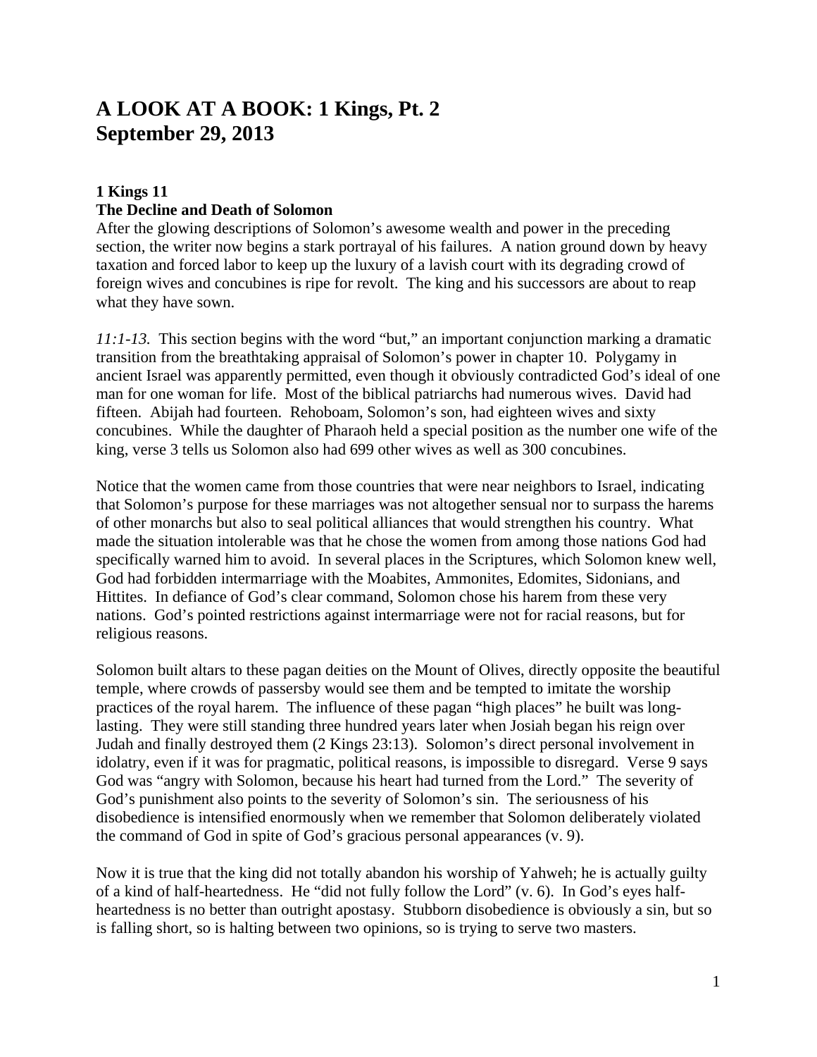# A LOOK AT A BOOK: 1 Kings, Pt. 2
# September 29, 2013

**1 Kings 11**
**The Decline and Death of Solomon**

After the glowing descriptions of Solomon's awesome wealth and power in the preceding section, the writer now begins a stark portrayal of his failures. A nation ground down by heavy taxation and forced labor to keep up the luxury of a lavish court with its degrading crowd of foreign wives and concubines is ripe for revolt. The king and his successors are about to reap what they have sown.

*11:1-13.* This section begins with the word "but," an important conjunction marking a dramatic transition from the breathtaking appraisal of Solomon's power in chapter 10. Polygamy in ancient Israel was apparently permitted, even though it obviously contradicted God's ideal of one man for one woman for life. Most of the biblical patriarchs had numerous wives. David had fifteen. Abijah had fourteen. Rehoboam, Solomon's son, had eighteen wives and sixty concubines. While the daughter of Pharaoh held a special position as the number one wife of the king, verse 3 tells us Solomon also had 699 other wives as well as 300 concubines.

Notice that the women came from those countries that were near neighbors to Israel, indicating that Solomon's purpose for these marriages was not altogether sensual nor to surpass the harems of other monarchs but also to seal political alliances that would strengthen his country. What made the situation intolerable was that he chose the women from among those nations God had specifically warned him to avoid. In several places in the Scriptures, which Solomon knew well, God had forbidden intermarriage with the Moabites, Ammonites, Edomites, Sidonians, and Hittites. In defiance of God's clear command, Solomon chose his harem from these very nations. God's pointed restrictions against intermarriage were not for racial reasons, but for religious reasons.

Solomon built altars to these pagan deities on the Mount of Olives, directly opposite the beautiful temple, where crowds of passersby would see them and be tempted to imitate the worship practices of the royal harem. The influence of these pagan "high places" he built was long-lasting. They were still standing three hundred years later when Josiah began his reign over Judah and finally destroyed them (2 Kings 23:13). Solomon's direct personal involvement in idolatry, even if it was for pragmatic, political reasons, is impossible to disregard. Verse 9 says God was "angry with Solomon, because his heart had turned from the Lord." The severity of God's punishment also points to the severity of Solomon's sin. The seriousness of his disobedience is intensified enormously when we remember that Solomon deliberately violated the command of God in spite of God's gracious personal appearances (v. 9).

Now it is true that the king did not totally abandon his worship of Yahweh; he is actually guilty of a kind of half-heartedness. He "did not fully follow the Lord" (v. 6). In God's eyes half-heartedness is no better than outright apostasy. Stubborn disobedience is obviously a sin, but so is falling short, so is halting between two opinions, so is trying to serve two masters.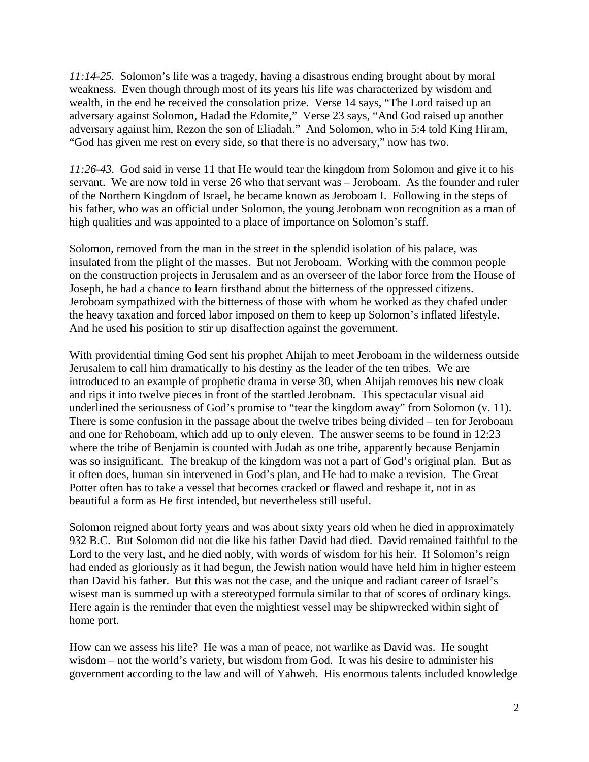*11:14-25.* Solomon's life was a tragedy, having a disastrous ending brought about by moral weakness. Even though through most of its years his life was characterized by wisdom and wealth, in the end he received the consolation prize. Verse 14 says, "The Lord raised up an adversary against Solomon, Hadad the Edomite," Verse 23 says, "And God raised up another adversary against him, Rezon the son of Eliadah." And Solomon, who in 5:4 told King Hiram, "God has given me rest on every side, so that there is no adversary," now has two.

*11:26-43.* God said in verse 11 that He would tear the kingdom from Solomon and give it to his servant. We are now told in verse 26 who that servant was – Jeroboam. As the founder and ruler of the Northern Kingdom of Israel, he became known as Jeroboam I. Following in the steps of his father, who was an official under Solomon, the young Jeroboam won recognition as a man of high qualities and was appointed to a place of importance on Solomon's staff.

Solomon, removed from the man in the street in the splendid isolation of his palace, was insulated from the plight of the masses. But not Jeroboam. Working with the common people on the construction projects in Jerusalem and as an overseer of the labor force from the House of Joseph, he had a chance to learn firsthand about the bitterness of the oppressed citizens. Jeroboam sympathized with the bitterness of those with whom he worked as they chafed under the heavy taxation and forced labor imposed on them to keep up Solomon's inflated lifestyle. And he used his position to stir up disaffection against the government.

With providential timing God sent his prophet Ahijah to meet Jeroboam in the wilderness outside Jerusalem to call him dramatically to his destiny as the leader of the ten tribes. We are introduced to an example of prophetic drama in verse 30, when Ahijah removes his new cloak and rips it into twelve pieces in front of the startled Jeroboam. This spectacular visual aid underlined the seriousness of God's promise to "tear the kingdom away" from Solomon (v. 11). There is some confusion in the passage about the twelve tribes being divided – ten for Jeroboam and one for Rehoboam, which add up to only eleven. The answer seems to be found in 12:23 where the tribe of Benjamin is counted with Judah as one tribe, apparently because Benjamin was so insignificant. The breakup of the kingdom was not a part of God's original plan. But as it often does, human sin intervened in God's plan, and He had to make a revision. The Great Potter often has to take a vessel that becomes cracked or flawed and reshape it, not in as beautiful a form as He first intended, but nevertheless still useful.

Solomon reigned about forty years and was about sixty years old when he died in approximately 932 B.C. But Solomon did not die like his father David had died. David remained faithful to the Lord to the very last, and he died nobly, with words of wisdom for his heir. If Solomon's reign had ended as gloriously as it had begun, the Jewish nation would have held him in higher esteem than David his father. But this was not the case, and the unique and radiant career of Israel's wisest man is summed up with a stereotyped formula similar to that of scores of ordinary kings. Here again is the reminder that even the mightiest vessel may be shipwrecked within sight of home port.

How can we assess his life? He was a man of peace, not warlike as David was. He sought wisdom – not the world's variety, but wisdom from God. It was his desire to administer his government according to the law and will of Yahweh. His enormous talents included knowledge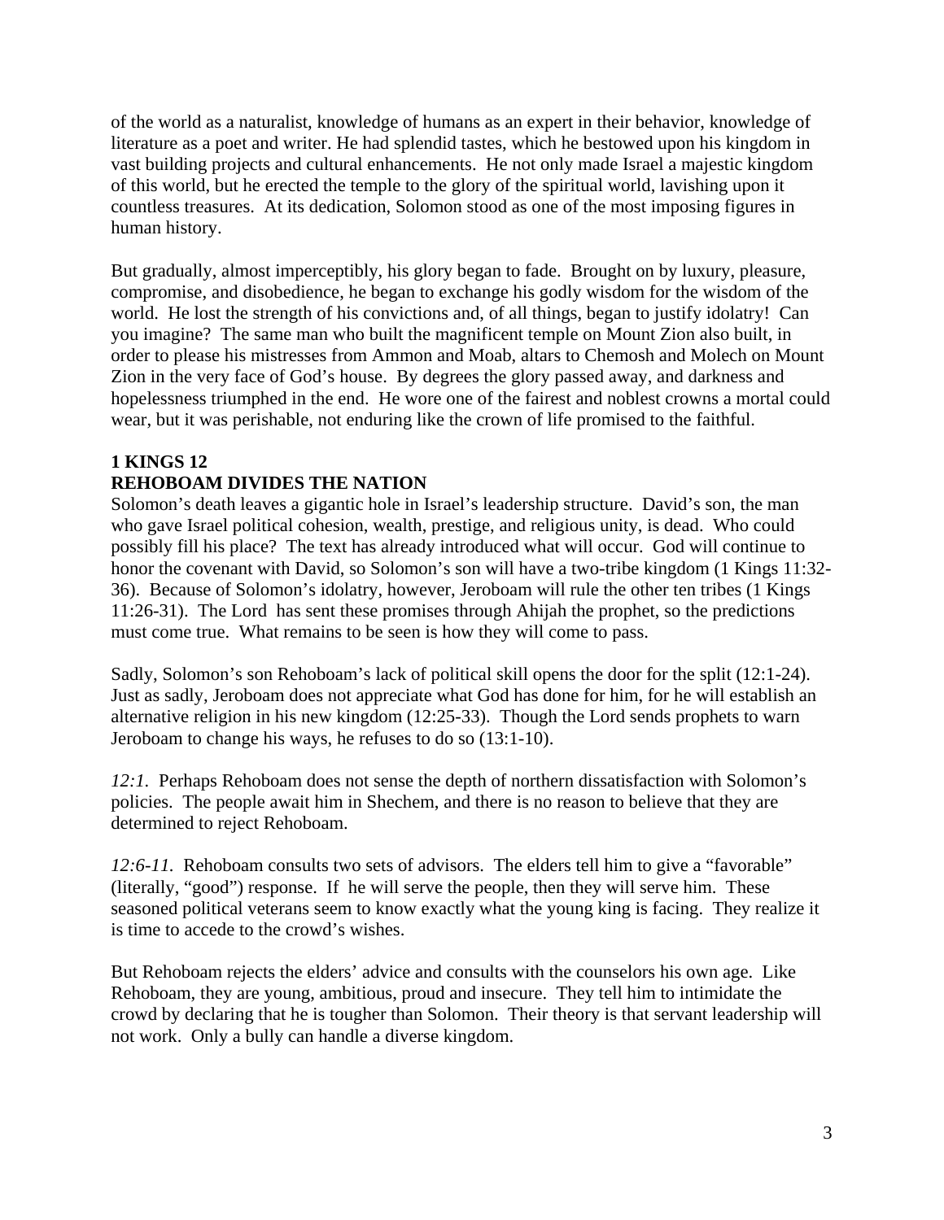of the world as a naturalist, knowledge of humans as an expert in their behavior, knowledge of literature as a poet and writer. He had splendid tastes, which he bestowed upon his kingdom in vast building projects and cultural enhancements. He not only made Israel a majestic kingdom of this world, but he erected the temple to the glory of the spiritual world, lavishing upon it countless treasures. At its dedication, Solomon stood as one of the most imposing figures in human history.

But gradually, almost imperceptibly, his glory began to fade. Brought on by luxury, pleasure, compromise, and disobedience, he began to exchange his godly wisdom for the wisdom of the world. He lost the strength of his convictions and, of all things, began to justify idolatry! Can you imagine? The same man who built the magnificent temple on Mount Zion also built, in order to please his mistresses from Ammon and Moab, altars to Chemosh and Molech on Mount Zion in the very face of God's house. By degrees the glory passed away, and darkness and hopelessness triumphed in the end. He wore one of the fairest and noblest crowns a mortal could wear, but it was perishable, not enduring like the crown of life promised to the faithful.

## 1 KINGS 12
## REHOBOAM DIVIDES THE NATION

Solomon's death leaves a gigantic hole in Israel's leadership structure. David's son, the man who gave Israel political cohesion, wealth, prestige, and religious unity, is dead. Who could possibly fill his place? The text has already introduced what will occur. God will continue to honor the covenant with David, so Solomon's son will have a two-tribe kingdom (1 Kings 11:32-36). Because of Solomon's idolatry, however, Jeroboam will rule the other ten tribes (1 Kings 11:26-31). The Lord has sent these promises through Ahijah the prophet, so the predictions must come true. What remains to be seen is how they will come to pass.

Sadly, Solomon's son Rehoboam's lack of political skill opens the door for the split (12:1-24). Just as sadly, Jeroboam does not appreciate what God has done for him, for he will establish an alternative religion in his new kingdom (12:25-33). Though the Lord sends prophets to warn Jeroboam to change his ways, he refuses to do so (13:1-10).

*12:1.* Perhaps Rehoboam does not sense the depth of northern dissatisfaction with Solomon's policies. The people await him in Shechem, and there is no reason to believe that they are determined to reject Rehoboam.

*12:6-11.* Rehoboam consults two sets of advisors. The elders tell him to give a "favorable" (literally, "good") response. If he will serve the people, then they will serve him. These seasoned political veterans seem to know exactly what the young king is facing. They realize it is time to accede to the crowd's wishes.

But Rehoboam rejects the elders' advice and consults with the counselors his own age. Like Rehoboam, they are young, ambitious, proud and insecure. They tell him to intimidate the crowd by declaring that he is tougher than Solomon. Their theory is that servant leadership will not work. Only a bully can handle a diverse kingdom.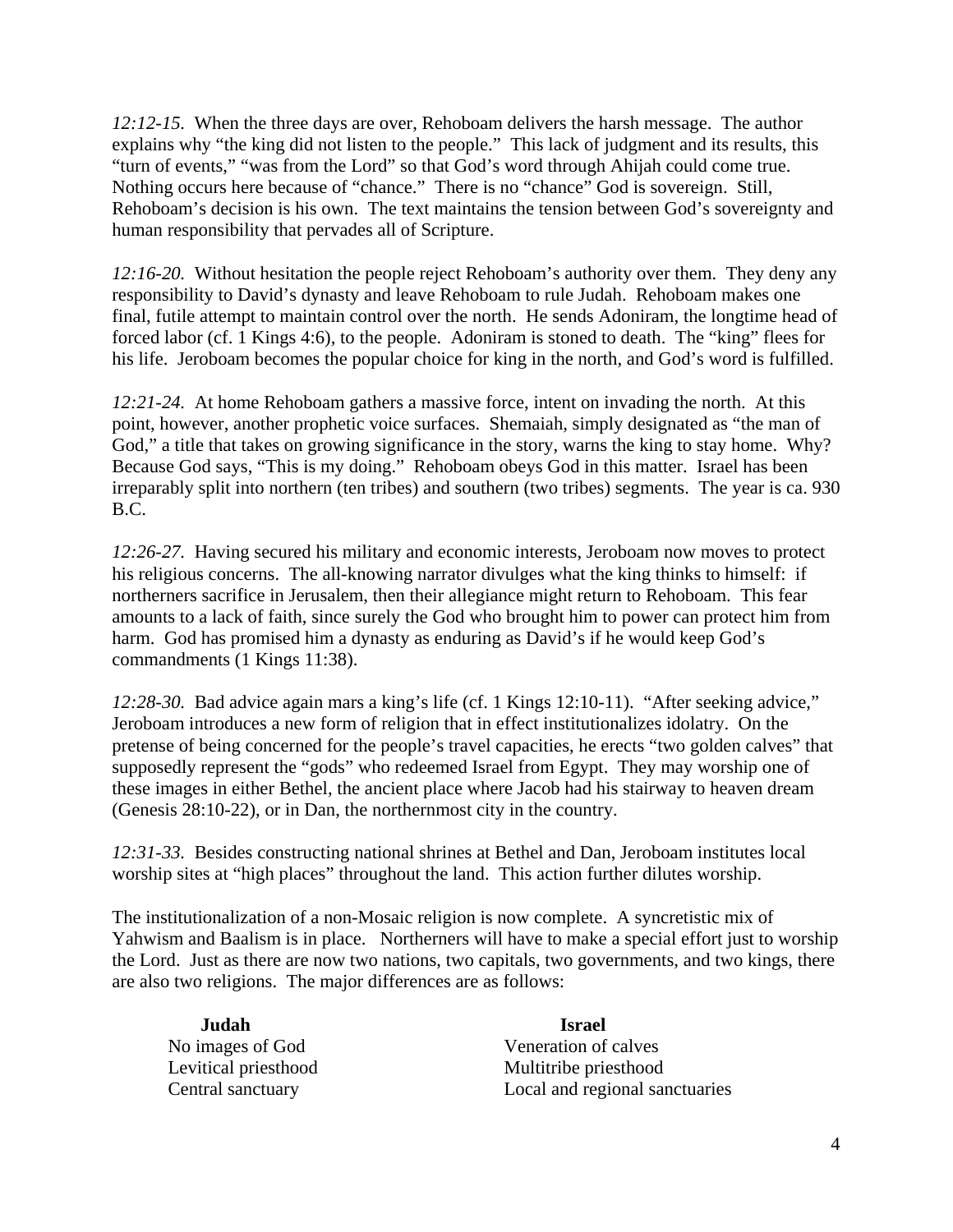*12:12-15.* When the three days are over, Rehoboam delivers the harsh message. The author explains why "the king did not listen to the people." This lack of judgment and its results, this "turn of events," "was from the Lord" so that God's word through Ahijah could come true. Nothing occurs here because of "chance." There is no "chance" God is sovereign. Still, Rehoboam's decision is his own. The text maintains the tension between God's sovereignty and human responsibility that pervades all of Scripture.

*12:16-20.* Without hesitation the people reject Rehoboam's authority over them. They deny any responsibility to David's dynasty and leave Rehoboam to rule Judah. Rehoboam makes one final, futile attempt to maintain control over the north. He sends Adoniram, the longtime head of forced labor (cf. 1 Kings 4:6), to the people. Adoniram is stoned to death. The "king" flees for his life. Jeroboam becomes the popular choice for king in the north, and God's word is fulfilled.

*12:21-24.* At home Rehoboam gathers a massive force, intent on invading the north. At this point, however, another prophetic voice surfaces. Shemaiah, simply designated as "the man of God," a title that takes on growing significance in the story, warns the king to stay home. Why? Because God says, "This is my doing." Rehoboam obeys God in this matter. Israel has been irreparably split into northern (ten tribes) and southern (two tribes) segments. The year is ca. 930 B.C.

*12:26-27.* Having secured his military and economic interests, Jeroboam now moves to protect his religious concerns. The all-knowing narrator divulges what the king thinks to himself: if northerners sacrifice in Jerusalem, then their allegiance might return to Rehoboam. This fear amounts to a lack of faith, since surely the God who brought him to power can protect him from harm. God has promised him a dynasty as enduring as David's if he would keep God's commandments (1 Kings 11:38).

*12:28-30.* Bad advice again mars a king's life (cf. 1 Kings 12:10-11). "After seeking advice," Jeroboam introduces a new form of religion that in effect institutionalizes idolatry. On the pretense of being concerned for the people's travel capacities, he erects "two golden calves" that supposedly represent the "gods" who redeemed Israel from Egypt. They may worship one of these images in either Bethel, the ancient place where Jacob had his stairway to heaven dream (Genesis 28:10-22), or in Dan, the northernmost city in the country.

*12:31-33.* Besides constructing national shrines at Bethel and Dan, Jeroboam institutes local worship sites at "high places" throughout the land. This action further dilutes worship.

The institutionalization of a non-Mosaic religion is now complete. A syncretistic mix of Yahwism and Baalism is in place. Northerners will have to make a special effort just to worship the Lord. Just as there are now two nations, two capitals, two governments, and two kings, there are also two religions. The major differences are as follows:

| **Judah** | **Israel** |
| --- | --- |
| No images of God | Veneration of calves |
| Levitical priesthood | Multitribe priesthood |
| Central sanctuary | Local and regional sanctuaries |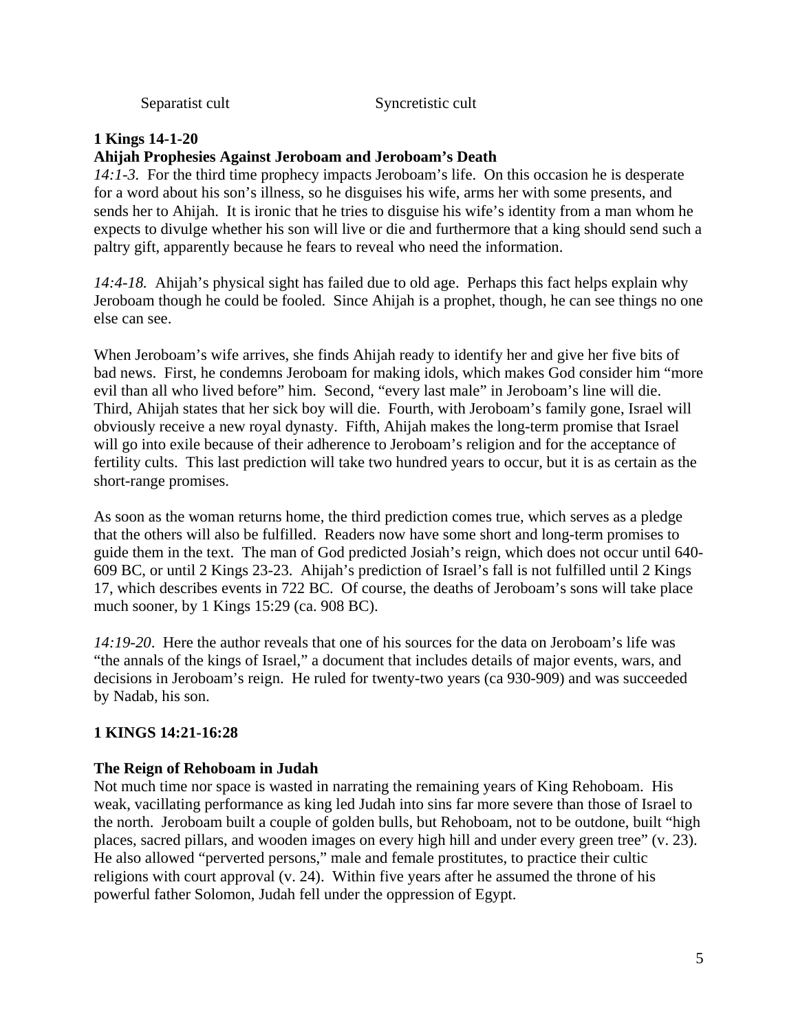Separatist cult Syncretistic cult

**1 Kings 14-1-20**
**Ahijah Prophesies Against Jeroboam and Jeroboam's Death**
*14:1-3*. For the third time prophecy impacts Jeroboam's life. On this occasion he is desperate for a word about his son's illness, so he disguises his wife, arms her with some presents, and sends her to Ahijah. It is ironic that he tries to disguise his wife's identity from a man whom he expects to divulge whether his son will live or die and furthermore that a king should send such a paltry gift, apparently because he fears to reveal who need the information.

*14:4-18.* Ahijah's physical sight has failed due to old age. Perhaps this fact helps explain why Jeroboam though he could be fooled. Since Ahijah is a prophet, though, he can see things no one else can see.

When Jeroboam's wife arrives, she finds Ahijah ready to identify her and give her five bits of bad news. First, he condemns Jeroboam for making idols, which makes God consider him "more evil than all who lived before" him. Second, "every last male" in Jeroboam's line will die. Third, Ahijah states that her sick boy will die. Fourth, with Jeroboam's family gone, Israel will obviously receive a new royal dynasty. Fifth, Ahijah makes the long-term promise that Israel will go into exile because of their adherence to Jeroboam's religion and for the acceptance of fertility cults. This last prediction will take two hundred years to occur, but it is as certain as the short-range promises.

As soon as the woman returns home, the third prediction comes true, which serves as a pledge that the others will also be fulfilled. Readers now have some short and long-term promises to guide them in the text. The man of God predicted Josiah's reign, which does not occur until 640-609 BC, or until 2 Kings 23-23. Ahijah's prediction of Israel's fall is not fulfilled until 2 Kings 17, which describes events in 722 BC. Of course, the deaths of Jeroboam's sons will take place much sooner, by 1 Kings 15:29 (ca. 908 BC).

*14:19-20*. Here the author reveals that one of his sources for the data on Jeroboam's life was "the annals of the kings of Israel," a document that includes details of major events, wars, and decisions in Jeroboam's reign. He ruled for twenty-two years (ca 930-909) and was succeeded by Nadab, his son.

**1 KINGS 14:21-16:28**

**The Reign of Rehoboam in Judah**
Not much time nor space is wasted in narrating the remaining years of King Rehoboam. His weak, vacillating performance as king led Judah into sins far more severe than those of Israel to the north. Jeroboam built a couple of golden bulls, but Rehoboam, not to be outdone, built "high places, sacred pillars, and wooden images on every high hill and under every green tree" (v. 23). He also allowed "perverted persons," male and female prostitutes, to practice their cultic religions with court approval (v. 24). Within five years after he assumed the throne of his powerful father Solomon, Judah fell under the oppression of Egypt.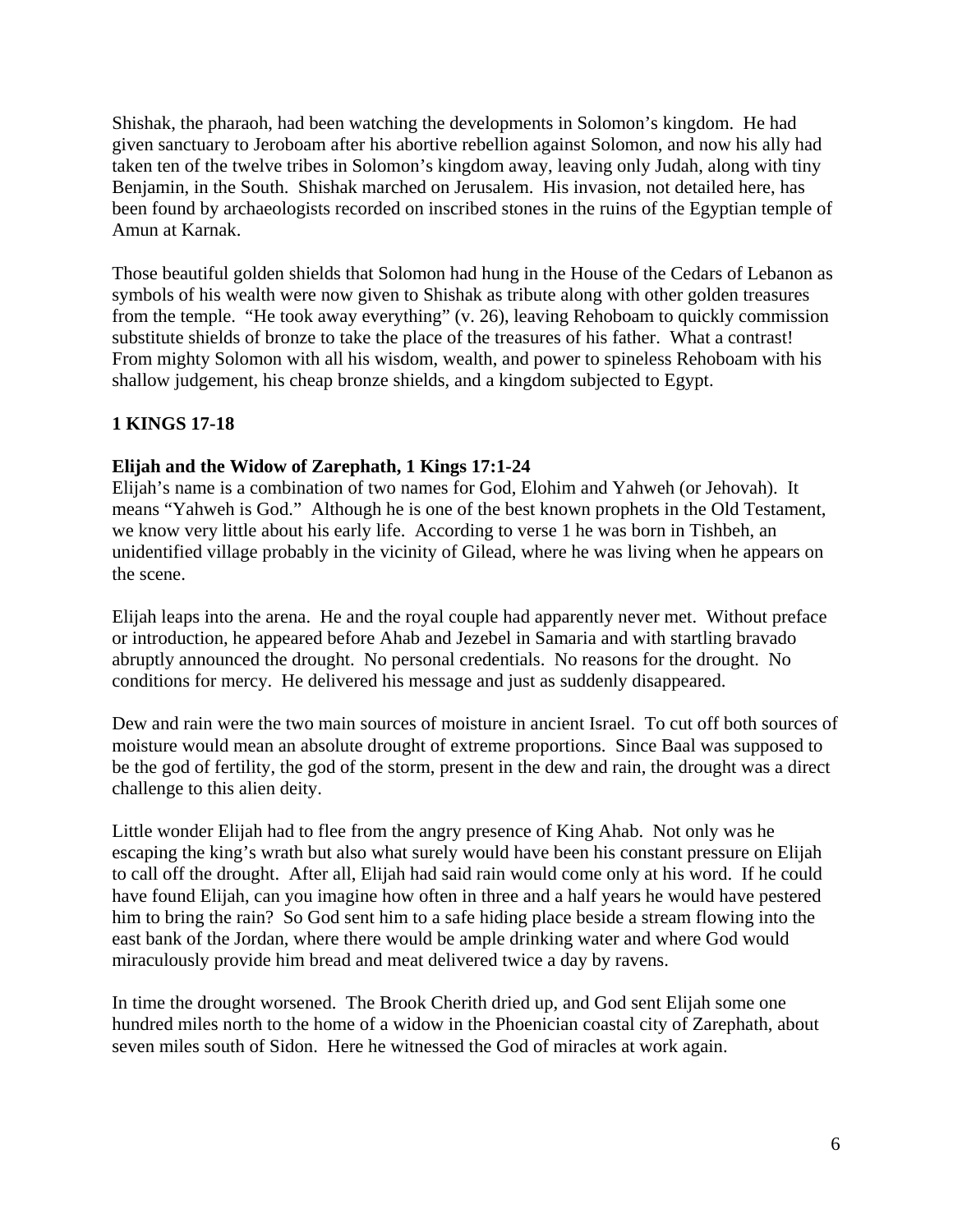Shishak, the pharaoh, had been watching the developments in Solomon's kingdom. He had given sanctuary to Jeroboam after his abortive rebellion against Solomon, and now his ally had taken ten of the twelve tribes in Solomon's kingdom away, leaving only Judah, along with tiny Benjamin, in the South. Shishak marched on Jerusalem. His invasion, not detailed here, has been found by archaeologists recorded on inscribed stones in the ruins of the Egyptian temple of Amun at Karnak.

Those beautiful golden shields that Solomon had hung in the House of the Cedars of Lebanon as symbols of his wealth were now given to Shishak as tribute along with other golden treasures from the temple. "He took away everything" (v. 26), leaving Rehoboam to quickly commission substitute shields of bronze to take the place of the treasures of his father. What a contrast! From mighty Solomon with all his wisdom, wealth, and power to spineless Rehoboam with his shallow judgement, his cheap bronze shields, and a kingdom subjected to Egypt.

## 1 KINGS 17-18

### Elijah and the Widow of Zarephath, 1 Kings 17:1-24

Elijah's name is a combination of two names for God, Elohim and Yahweh (or Jehovah). It means "Yahweh is God." Although he is one of the best known prophets in the Old Testament, we know very little about his early life. According to verse 1 he was born in Tishbeh, an unidentified village probably in the vicinity of Gilead, where he was living when he appears on the scene.

Elijah leaps into the arena. He and the royal couple had apparently never met. Without preface or introduction, he appeared before Ahab and Jezebel in Samaria and with startling bravado abruptly announced the drought. No personal credentials. No reasons for the drought. No conditions for mercy. He delivered his message and just as suddenly disappeared.

Dew and rain were the two main sources of moisture in ancient Israel. To cut off both sources of moisture would mean an absolute drought of extreme proportions. Since Baal was supposed to be the god of fertility, the god of the storm, present in the dew and rain, the drought was a direct challenge to this alien deity.

Little wonder Elijah had to flee from the angry presence of King Ahab. Not only was he escaping the king's wrath but also what surely would have been his constant pressure on Elijah to call off the drought. After all, Elijah had said rain would come only at his word. If he could have found Elijah, can you imagine how often in three and a half years he would have pestered him to bring the rain? So God sent him to a safe hiding place beside a stream flowing into the east bank of the Jordan, where there would be ample drinking water and where God would miraculously provide him bread and meat delivered twice a day by ravens.

In time the drought worsened. The Brook Cherith dried up, and God sent Elijah some one hundred miles north to the home of a widow in the Phoenician coastal city of Zarephath, about seven miles south of Sidon. Here he witnessed the God of miracles at work again.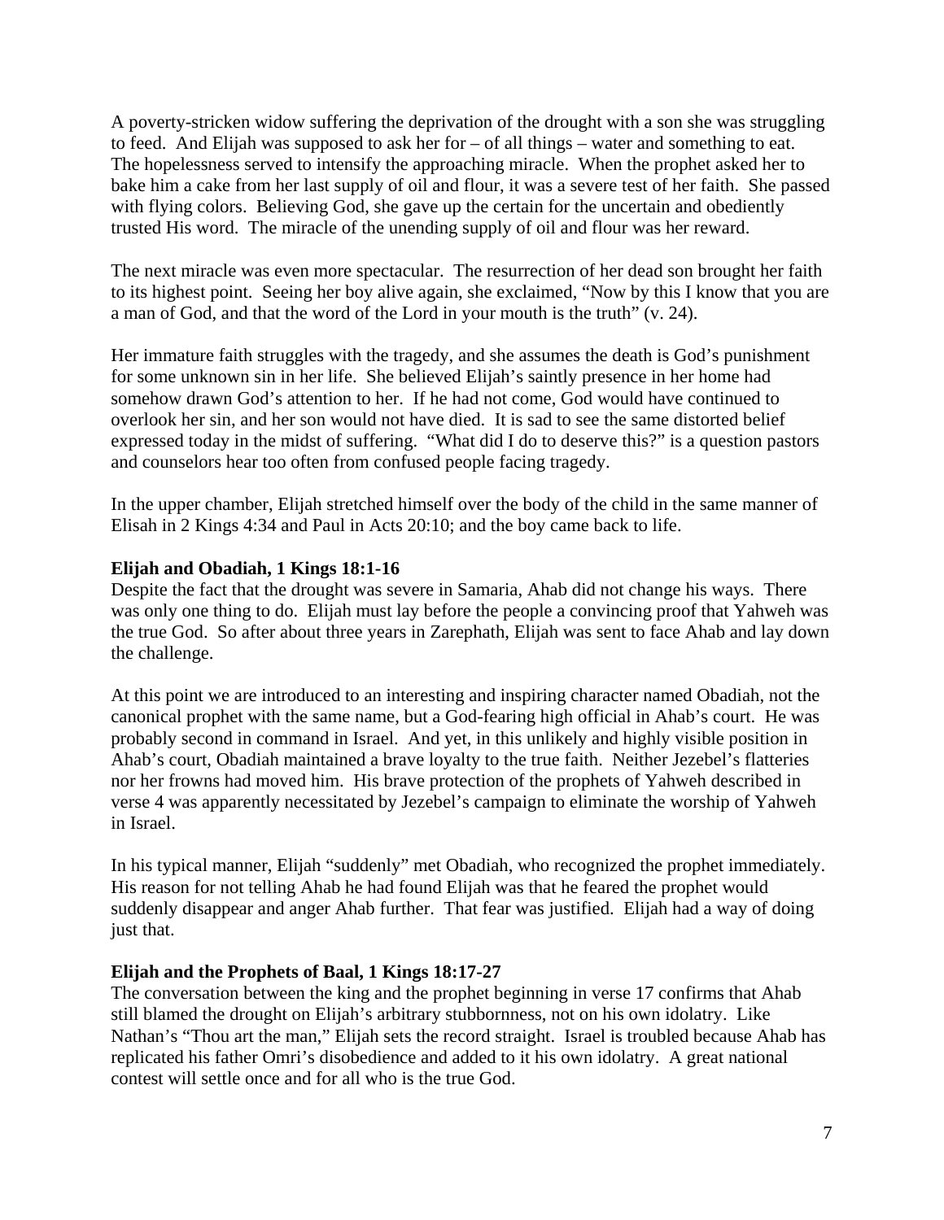A poverty-stricken widow suffering the deprivation of the drought with a son she was struggling to feed. And Elijah was supposed to ask her for – of all things – water and something to eat. The hopelessness served to intensify the approaching miracle. When the prophet asked her to bake him a cake from her last supply of oil and flour, it was a severe test of her faith. She passed with flying colors. Believing God, she gave up the certain for the uncertain and obediently trusted His word. The miracle of the unending supply of oil and flour was her reward.

The next miracle was even more spectacular. The resurrection of her dead son brought her faith to its highest point. Seeing her boy alive again, she exclaimed, "Now by this I know that you are a man of God, and that the word of the Lord in your mouth is the truth" (v. 24).

Her immature faith struggles with the tragedy, and she assumes the death is God's punishment for some unknown sin in her life. She believed Elijah's saintly presence in her home had somehow drawn God's attention to her. If he had not come, God would have continued to overlook her sin, and her son would not have died. It is sad to see the same distorted belief expressed today in the midst of suffering. "What did I do to deserve this?" is a question pastors and counselors hear too often from confused people facing tragedy.

In the upper chamber, Elijah stretched himself over the body of the child in the same manner of Elisah in 2 Kings 4:34 and Paul in Acts 20:10; and the boy came back to life.

**Elijah and Obadiah, 1 Kings 18:1-16**

Despite the fact that the drought was severe in Samaria, Ahab did not change his ways. There was only one thing to do. Elijah must lay before the people a convincing proof that Yahweh was the true God. So after about three years in Zarephath, Elijah was sent to face Ahab and lay down the challenge.

At this point we are introduced to an interesting and inspiring character named Obadiah, not the canonical prophet with the same name, but a God-fearing high official in Ahab's court. He was probably second in command in Israel. And yet, in this unlikely and highly visible position in Ahab's court, Obadiah maintained a brave loyalty to the true faith. Neither Jezebel's flatteries nor her frowns had moved him. His brave protection of the prophets of Yahweh described in verse 4 was apparently necessitated by Jezebel's campaign to eliminate the worship of Yahweh in Israel.

In his typical manner, Elijah "suddenly" met Obadiah, who recognized the prophet immediately. His reason for not telling Ahab he had found Elijah was that he feared the prophet would suddenly disappear and anger Ahab further. That fear was justified. Elijah had a way of doing just that.

**Elijah and the Prophets of Baal, 1 Kings 18:17-27**

The conversation between the king and the prophet beginning in verse 17 confirms that Ahab still blamed the drought on Elijah's arbitrary stubbornness, not on his own idolatry. Like Nathan's "Thou art the man," Elijah sets the record straight. Israel is troubled because Ahab has replicated his father Omri's disobedience and added to it his own idolatry. A great national contest will settle once and for all who is the true God.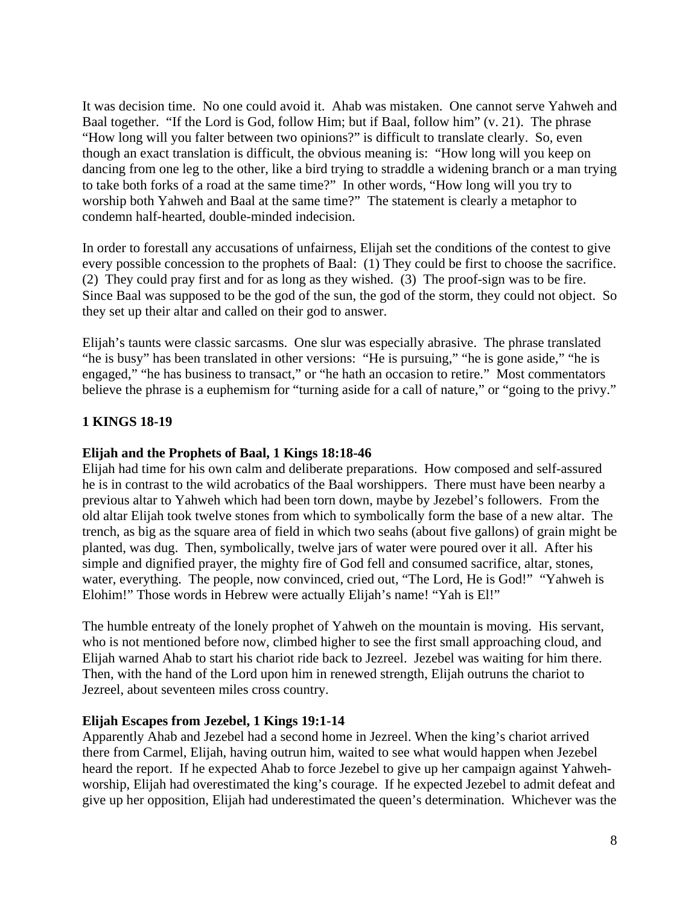It was decision time. No one could avoid it. Ahab was mistaken. One cannot serve Yahweh and Baal together. "If the Lord is God, follow Him; but if Baal, follow him" (v. 21). The phrase "How long will you falter between two opinions?" is difficult to translate clearly. So, even though an exact translation is difficult, the obvious meaning is: "How long will you keep on dancing from one leg to the other, like a bird trying to straddle a widening branch or a man trying to take both forks of a road at the same time?" In other words, "How long will you try to worship both Yahweh and Baal at the same time?" The statement is clearly a metaphor to condemn half-hearted, double-minded indecision.

In order to forestall any accusations of unfairness, Elijah set the conditions of the contest to give every possible concession to the prophets of Baal: (1) They could be first to choose the sacrifice. (2) They could pray first and for as long as they wished. (3) The proof-sign was to be fire. Since Baal was supposed to be the god of the sun, the god of the storm, they could not object. So they set up their altar and called on their god to answer.

Elijah's taunts were classic sarcasms. One slur was especially abrasive. The phrase translated "he is busy" has been translated in other versions: "He is pursuing," "he is gone aside," "he is engaged," "he has business to transact," or "he hath an occasion to retire." Most commentators believe the phrase is a euphemism for "turning aside for a call of nature," or "going to the privy."

## 1 KINGS 18-19

### Elijah and the Prophets of Baal, 1 Kings 18:18-46

Elijah had time for his own calm and deliberate preparations. How composed and self-assured he is in contrast to the wild acrobatics of the Baal worshippers. There must have been nearby a previous altar to Yahweh which had been torn down, maybe by Jezebel's followers. From the old altar Elijah took twelve stones from which to symbolically form the base of a new altar. The trench, as big as the square area of field in which two seahs (about five gallons) of grain might be planted, was dug. Then, symbolically, twelve jars of water were poured over it all. After his simple and dignified prayer, the mighty fire of God fell and consumed sacrifice, altar, stones, water, everything. The people, now convinced, cried out, "The Lord, He is God!" "Yahweh is Elohim!" Those words in Hebrew were actually Elijah's name! "Yah is El!"

The humble entreaty of the lonely prophet of Yahweh on the mountain is moving. His servant, who is not mentioned before now, climbed higher to see the first small approaching cloud, and Elijah warned Ahab to start his chariot ride back to Jezreel. Jezebel was waiting for him there. Then, with the hand of the Lord upon him in renewed strength, Elijah outruns the chariot to Jezreel, about seventeen miles cross country.

### Elijah Escapes from Jezebel, 1 Kings 19:1-14

Apparently Ahab and Jezebel had a second home in Jezreel. When the king's chariot arrived there from Carmel, Elijah, having outrun him, waited to see what would happen when Jezebel heard the report. If he expected Ahab to force Jezebel to give up her campaign against Yahweh-worship, Elijah had overestimated the king's courage. If he expected Jezebel to admit defeat and give up her opposition, Elijah had underestimated the queen's determination. Whichever was the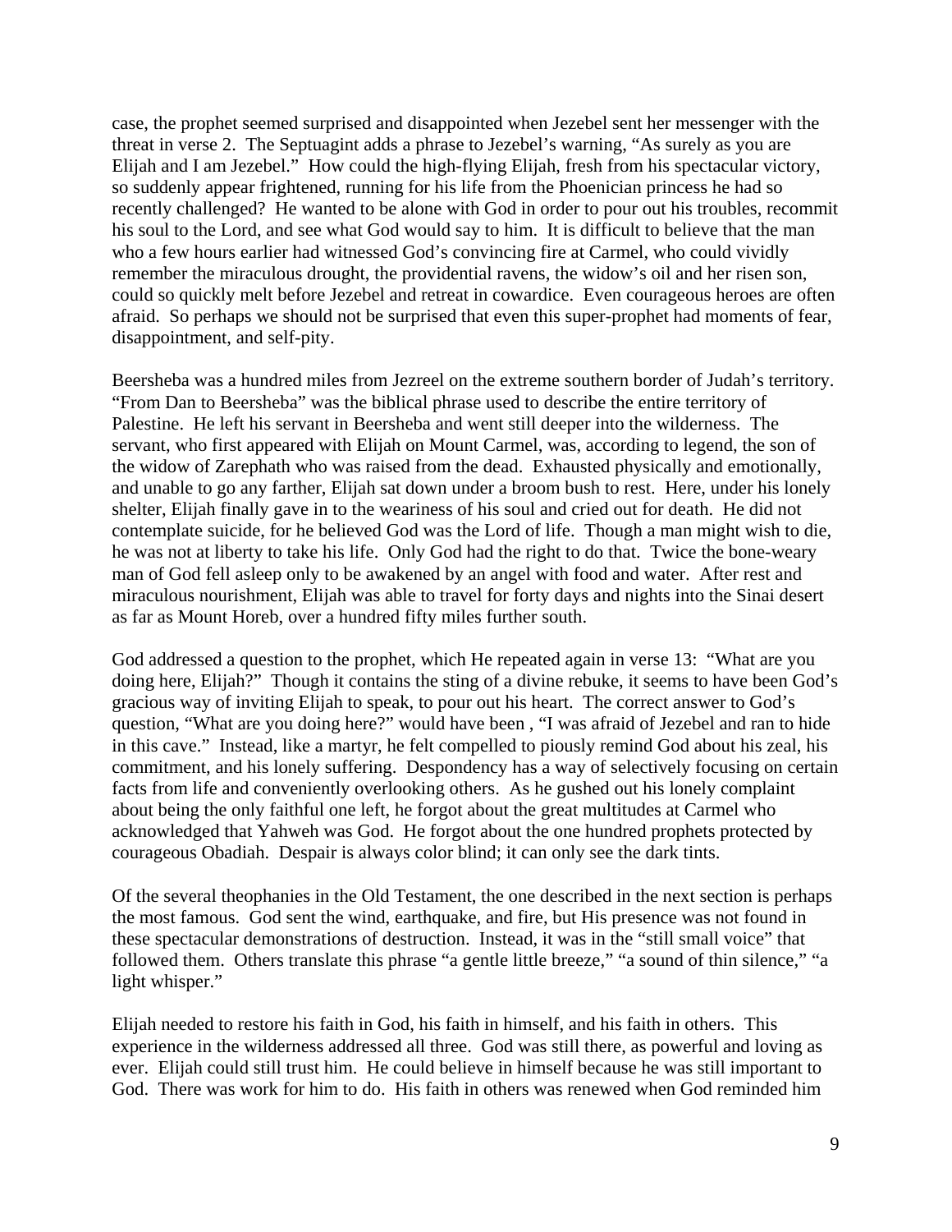case, the prophet seemed surprised and disappointed when Jezebel sent her messenger with the threat in verse 2. The Septuagint adds a phrase to Jezebel's warning, "As surely as you are Elijah and I am Jezebel." How could the high-flying Elijah, fresh from his spectacular victory, so suddenly appear frightened, running for his life from the Phoenician princess he had so recently challenged? He wanted to be alone with God in order to pour out his troubles, recommit his soul to the Lord, and see what God would say to him. It is difficult to believe that the man who a few hours earlier had witnessed God's convincing fire at Carmel, who could vividly remember the miraculous drought, the providential ravens, the widow's oil and her risen son, could so quickly melt before Jezebel and retreat in cowardice. Even courageous heroes are often afraid. So perhaps we should not be surprised that even this super-prophet had moments of fear, disappointment, and self-pity.

Beersheba was a hundred miles from Jezreel on the extreme southern border of Judah's territory. "From Dan to Beersheba" was the biblical phrase used to describe the entire territory of Palestine. He left his servant in Beersheba and went still deeper into the wilderness. The servant, who first appeared with Elijah on Mount Carmel, was, according to legend, the son of the widow of Zarephath who was raised from the dead. Exhausted physically and emotionally, and unable to go any farther, Elijah sat down under a broom bush to rest. Here, under his lonely shelter, Elijah finally gave in to the weariness of his soul and cried out for death. He did not contemplate suicide, for he believed God was the Lord of life. Though a man might wish to die, he was not at liberty to take his life. Only God had the right to do that. Twice the bone-weary man of God fell asleep only to be awakened by an angel with food and water. After rest and miraculous nourishment, Elijah was able to travel for forty days and nights into the Sinai desert as far as Mount Horeb, over a hundred fifty miles further south.

God addressed a question to the prophet, which He repeated again in verse 13: "What are you doing here, Elijah?" Though it contains the sting of a divine rebuke, it seems to have been God's gracious way of inviting Elijah to speak, to pour out his heart. The correct answer to God's question, "What are you doing here?" would have been , "I was afraid of Jezebel and ran to hide in this cave." Instead, like a martyr, he felt compelled to piously remind God about his zeal, his commitment, and his lonely suffering. Despondency has a way of selectively focusing on certain facts from life and conveniently overlooking others. As he gushed out his lonely complaint about being the only faithful one left, he forgot about the great multitudes at Carmel who acknowledged that Yahweh was God. He forgot about the one hundred prophets protected by courageous Obadiah. Despair is always color blind; it can only see the dark tints.

Of the several theophanies in the Old Testament, the one described in the next section is perhaps the most famous. God sent the wind, earthquake, and fire, but His presence was not found in these spectacular demonstrations of destruction. Instead, it was in the "still small voice" that followed them. Others translate this phrase "a gentle little breeze," "a sound of thin silence," "a light whisper."

Elijah needed to restore his faith in God, his faith in himself, and his faith in others. This experience in the wilderness addressed all three. God was still there, as powerful and loving as ever. Elijah could still trust him. He could believe in himself because he was still important to God. There was work for him to do. His faith in others was renewed when God reminded him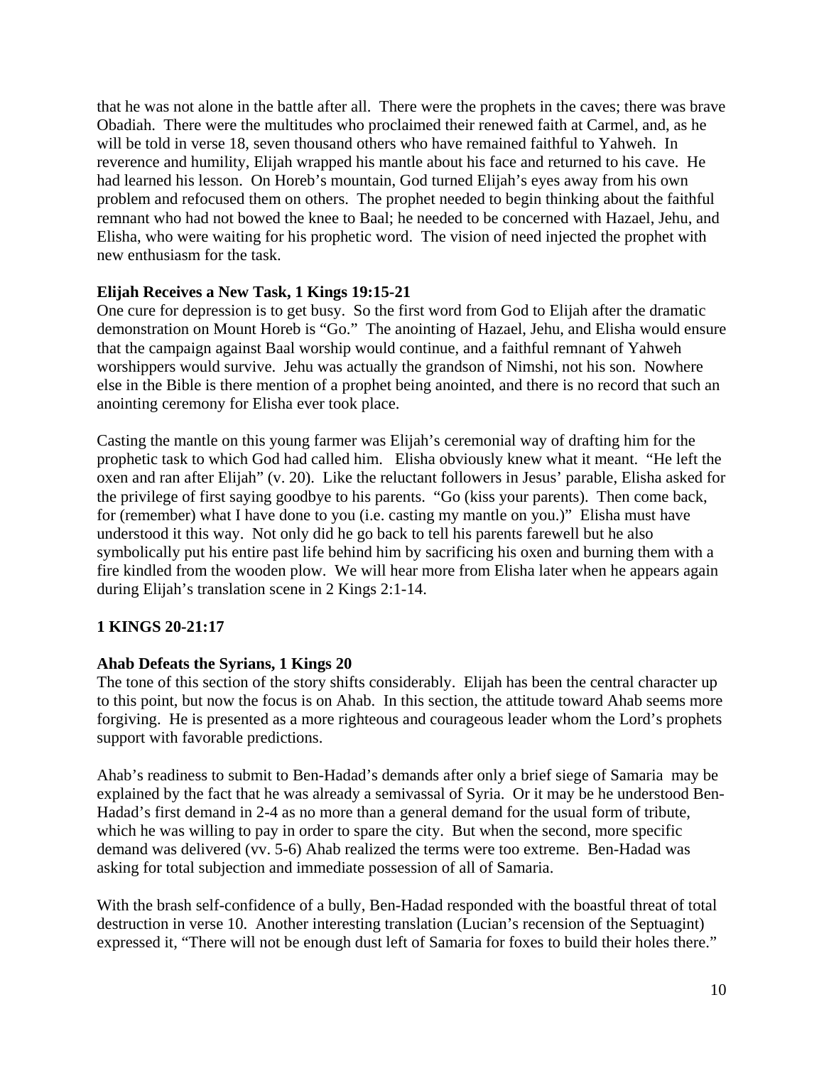that he was not alone in the battle after all. There were the prophets in the caves; there was brave Obadiah. There were the multitudes who proclaimed their renewed faith at Carmel, and, as he will be told in verse 18, seven thousand others who have remained faithful to Yahweh. In reverence and humility, Elijah wrapped his mantle about his face and returned to his cave. He had learned his lesson. On Horeb's mountain, God turned Elijah's eyes away from his own problem and refocused them on others. The prophet needed to begin thinking about the faithful remnant who had not bowed the knee to Baal; he needed to be concerned with Hazael, Jehu, and Elisha, who were waiting for his prophetic word. The vision of need injected the prophet with new enthusiasm for the task.

**Elijah Receives a New Task, 1 Kings 19:15-21**

One cure for depression is to get busy. So the first word from God to Elijah after the dramatic demonstration on Mount Horeb is "Go." The anointing of Hazael, Jehu, and Elisha would ensure that the campaign against Baal worship would continue, and a faithful remnant of Yahweh worshippers would survive. Jehu was actually the grandson of Nimshi, not his son. Nowhere else in the Bible is there mention of a prophet being anointed, and there is no record that such an anointing ceremony for Elisha ever took place.

Casting the mantle on this young farmer was Elijah's ceremonial way of drafting him for the prophetic task to which God had called him. Elisha obviously knew what it meant. "He left the oxen and ran after Elijah" (v. 20). Like the reluctant followers in Jesus' parable, Elisha asked for the privilege of first saying goodbye to his parents. "Go (kiss your parents). Then come back, for (remember) what I have done to you (i.e. casting my mantle on you.)" Elisha must have understood it this way. Not only did he go back to tell his parents farewell but he also symbolically put his entire past life behind him by sacrificing his oxen and burning them with a fire kindled from the wooden plow. We will hear more from Elisha later when he appears again during Elijah's translation scene in 2 Kings 2:1-14.

**1 KINGS 20-21:17**

**Ahab Defeats the Syrians, 1 Kings 20**

The tone of this section of the story shifts considerably. Elijah has been the central character up to this point, but now the focus is on Ahab. In this section, the attitude toward Ahab seems more forgiving. He is presented as a more righteous and courageous leader whom the Lord's prophets support with favorable predictions.

Ahab's readiness to submit to Ben-Hadad's demands after only a brief siege of Samaria may be explained by the fact that he was already a semivassal of Syria. Or it may be he understood Ben-Hadad's first demand in 2-4 as no more than a general demand for the usual form of tribute, which he was willing to pay in order to spare the city. But when the second, more specific demand was delivered (vv. 5-6) Ahab realized the terms were too extreme. Ben-Hadad was asking for total subjection and immediate possession of all of Samaria.

With the brash self-confidence of a bully, Ben-Hadad responded with the boastful threat of total destruction in verse 10. Another interesting translation (Lucian's recension of the Septuagint) expressed it, "There will not be enough dust left of Samaria for foxes to build their holes there."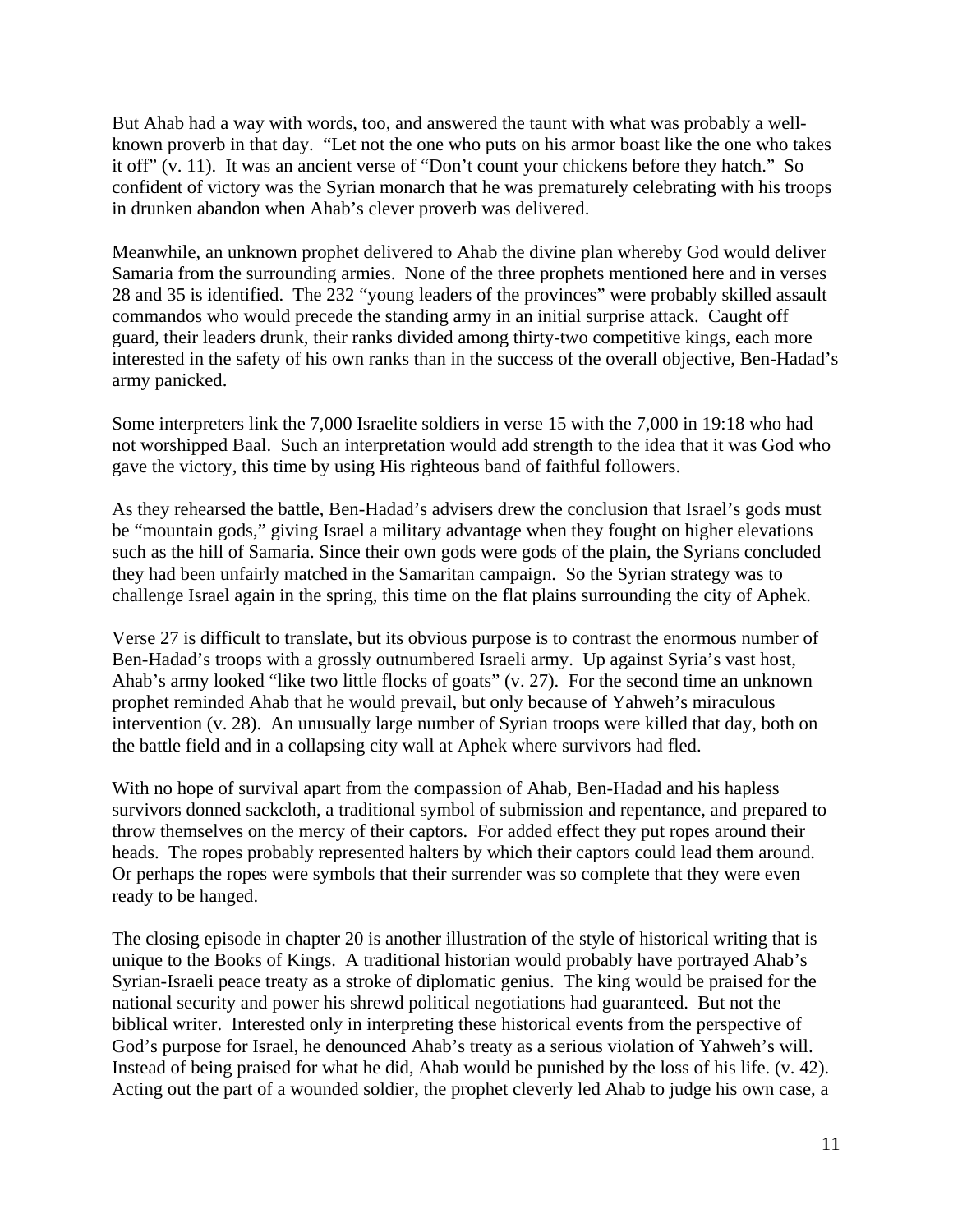But Ahab had a way with words, too, and answered the taunt with what was probably a well-known proverb in that day. "Let not the one who puts on his armor boast like the one who takes it off" (v. 11). It was an ancient verse of "Don't count your chickens before they hatch." So confident of victory was the Syrian monarch that he was prematurely celebrating with his troops in drunken abandon when Ahab's clever proverb was delivered.

Meanwhile, an unknown prophet delivered to Ahab the divine plan whereby God would deliver Samaria from the surrounding armies. None of the three prophets mentioned here and in verses 28 and 35 is identified. The 232 "young leaders of the provinces" were probably skilled assault commandos who would precede the standing army in an initial surprise attack. Caught off guard, their leaders drunk, their ranks divided among thirty-two competitive kings, each more interested in the safety of his own ranks than in the success of the overall objective, Ben-Hadad's army panicked.

Some interpreters link the 7,000 Israelite soldiers in verse 15 with the 7,000 in 19:18 who had not worshipped Baal. Such an interpretation would add strength to the idea that it was God who gave the victory, this time by using His righteous band of faithful followers.

As they rehearsed the battle, Ben-Hadad's advisers drew the conclusion that Israel's gods must be "mountain gods," giving Israel a military advantage when they fought on higher elevations such as the hill of Samaria. Since their own gods were gods of the plain, the Syrians concluded they had been unfairly matched in the Samaritan campaign. So the Syrian strategy was to challenge Israel again in the spring, this time on the flat plains surrounding the city of Aphek.

Verse 27 is difficult to translate, but its obvious purpose is to contrast the enormous number of Ben-Hadad's troops with a grossly outnumbered Israeli army. Up against Syria's vast host, Ahab's army looked "like two little flocks of goats" (v. 27). For the second time an unknown prophet reminded Ahab that he would prevail, but only because of Yahweh's miraculous intervention (v. 28). An unusually large number of Syrian troops were killed that day, both on the battle field and in a collapsing city wall at Aphek where survivors had fled.

With no hope of survival apart from the compassion of Ahab, Ben-Hadad and his hapless survivors donned sackcloth, a traditional symbol of submission and repentance, and prepared to throw themselves on the mercy of their captors. For added effect they put ropes around their heads. The ropes probably represented halters by which their captors could lead them around. Or perhaps the ropes were symbols that their surrender was so complete that they were even ready to be hanged.

The closing episode in chapter 20 is another illustration of the style of historical writing that is unique to the Books of Kings. A traditional historian would probably have portrayed Ahab's Syrian-Israeli peace treaty as a stroke of diplomatic genius. The king would be praised for the national security and power his shrewd political negotiations had guaranteed. But not the biblical writer. Interested only in interpreting these historical events from the perspective of God's purpose for Israel, he denounced Ahab's treaty as a serious violation of Yahweh's will. Instead of being praised for what he did, Ahab would be punished by the loss of his life. (v. 42). Acting out the part of a wounded soldier, the prophet cleverly led Ahab to judge his own case, a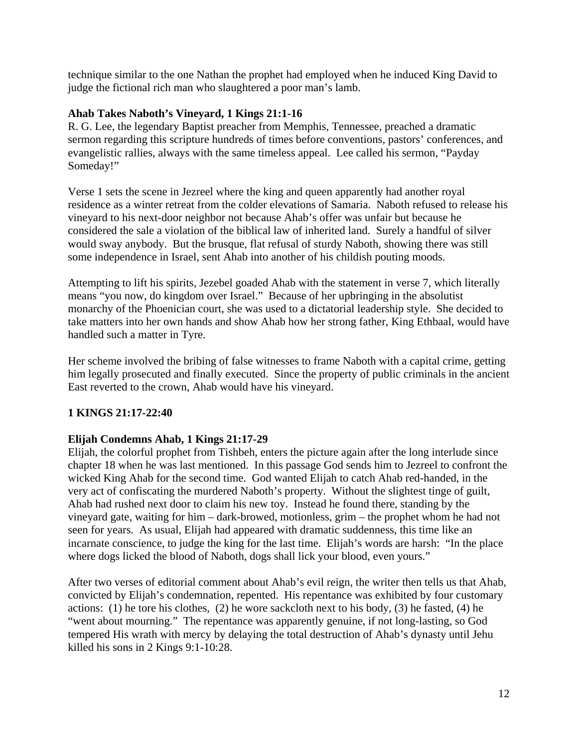technique similar to the one Nathan the prophet had employed when he induced King David to judge the fictional rich man who slaughtered a poor man's lamb.

**Ahab Takes Naboth's Vineyard, 1 Kings 21:1-16**

R. G. Lee, the legendary Baptist preacher from Memphis, Tennessee, preached a dramatic sermon regarding this scripture hundreds of times before conventions, pastors' conferences, and evangelistic rallies, always with the same timeless appeal. Lee called his sermon, "Payday Someday!"

Verse 1 sets the scene in Jezreel where the king and queen apparently had another royal residence as a winter retreat from the colder elevations of Samaria. Naboth refused to release his vineyard to his next-door neighbor not because Ahab's offer was unfair but because he considered the sale a violation of the biblical law of inherited land. Surely a handful of silver would sway anybody. But the brusque, flat refusal of sturdy Naboth, showing there was still some independence in Israel, sent Ahab into another of his childish pouting moods.

Attempting to lift his spirits, Jezebel goaded Ahab with the statement in verse 7, which literally means "you now, do kingdom over Israel." Because of her upbringing in the absolutist monarchy of the Phoenician court, she was used to a dictatorial leadership style. She decided to take matters into her own hands and show Ahab how her strong father, King Ethbaal, would have handled such a matter in Tyre.

Her scheme involved the bribing of false witnesses to frame Naboth with a capital crime, getting him legally prosecuted and finally executed. Since the property of public criminals in the ancient East reverted to the crown, Ahab would have his vineyard.

**1 KINGS 21:17-22:40**

**Elijah Condemns Ahab, 1 Kings 21:17-29**

Elijah, the colorful prophet from Tishbeh, enters the picture again after the long interlude since chapter 18 when he was last mentioned. In this passage God sends him to Jezreel to confront the wicked King Ahab for the second time. God wanted Elijah to catch Ahab red-handed, in the very act of confiscating the murdered Naboth's property. Without the slightest tinge of guilt, Ahab had rushed next door to claim his new toy. Instead he found there, standing by the vineyard gate, waiting for him – dark-browed, motionless, grim – the prophet whom he had not seen for years. As usual, Elijah had appeared with dramatic suddenness, this time like an incarnate conscience, to judge the king for the last time. Elijah's words are harsh: "In the place where dogs licked the blood of Naboth, dogs shall lick your blood, even yours."

After two verses of editorial comment about Ahab's evil reign, the writer then tells us that Ahab, convicted by Elijah's condemnation, repented. His repentance was exhibited by four customary actions: (1) he tore his clothes, (2) he wore sackcloth next to his body, (3) he fasted, (4) he "went about mourning." The repentance was apparently genuine, if not long-lasting, so God tempered His wrath with mercy by delaying the total destruction of Ahab's dynasty until Jehu killed his sons in 2 Kings 9:1-10:28.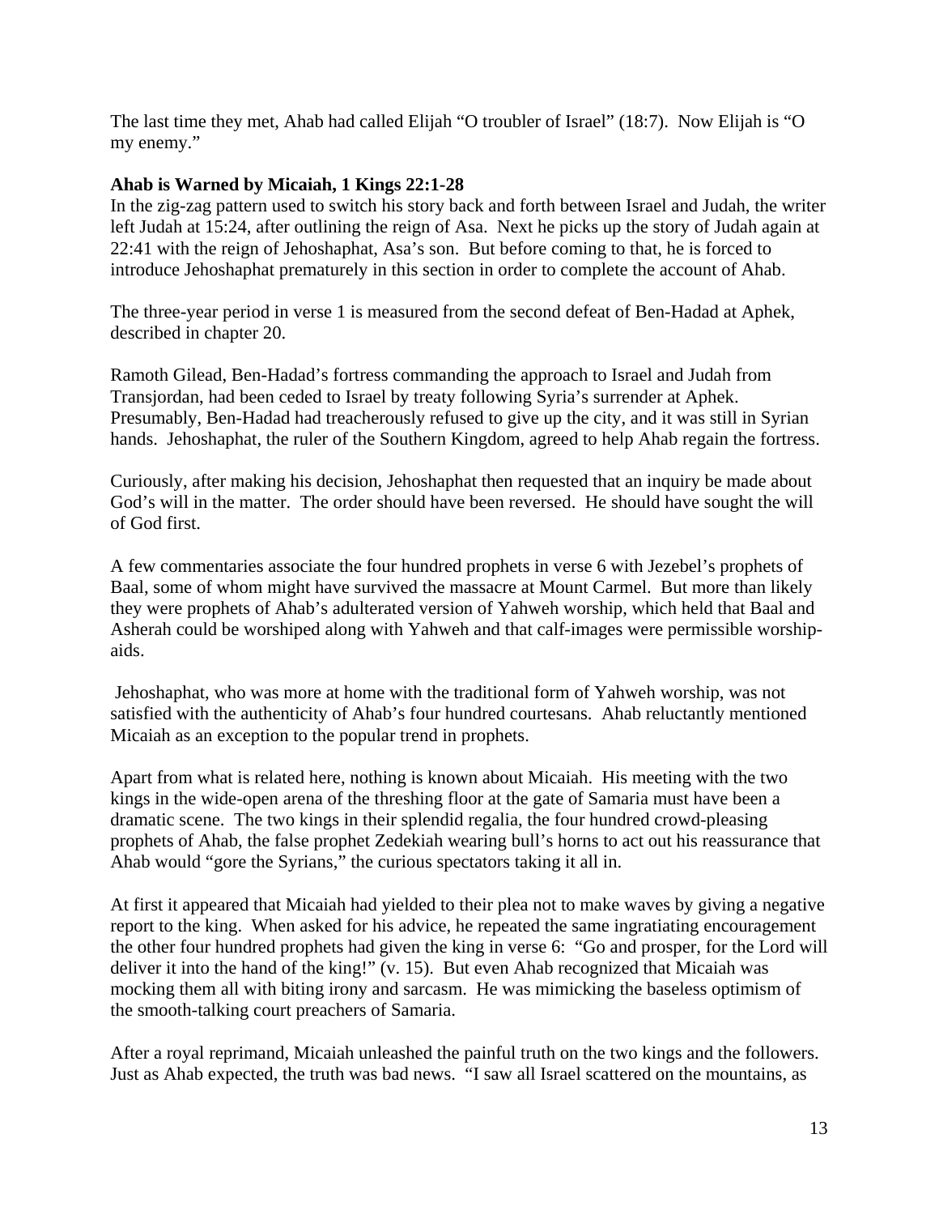The last time they met, Ahab had called Elijah "O troubler of Israel" (18:7). Now Elijah is "O my enemy."

**Ahab is Warned by Micaiah, 1 Kings 22:1-28**

In the zig-zag pattern used to switch his story back and forth between Israel and Judah, the writer left Judah at 15:24, after outlining the reign of Asa. Next he picks up the story of Judah again at 22:41 with the reign of Jehoshaphat, Asa's son. But before coming to that, he is forced to introduce Jehoshaphat prematurely in this section in order to complete the account of Ahab.

The three-year period in verse 1 is measured from the second defeat of Ben-Hadad at Aphek, described in chapter 20.

Ramoth Gilead, Ben-Hadad's fortress commanding the approach to Israel and Judah from Transjordan, had been ceded to Israel by treaty following Syria's surrender at Aphek. Presumably, Ben-Hadad had treacherously refused to give up the city, and it was still in Syrian hands. Jehoshaphat, the ruler of the Southern Kingdom, agreed to help Ahab regain the fortress.

Curiously, after making his decision, Jehoshaphat then requested that an inquiry be made about God's will in the matter. The order should have been reversed. He should have sought the will of God first.

A few commentaries associate the four hundred prophets in verse 6 with Jezebel's prophets of Baal, some of whom might have survived the massacre at Mount Carmel. But more than likely they were prophets of Ahab's adulterated version of Yahweh worship, which held that Baal and Asherah could be worshiped along with Yahweh and that calf-images were permissible worship-aids.

Jehoshaphat, who was more at home with the traditional form of Yahweh worship, was not satisfied with the authenticity of Ahab's four hundred courtesans. Ahab reluctantly mentioned Micaiah as an exception to the popular trend in prophets.

Apart from what is related here, nothing is known about Micaiah. His meeting with the two kings in the wide-open arena of the threshing floor at the gate of Samaria must have been a dramatic scene. The two kings in their splendid regalia, the four hundred crowd-pleasing prophets of Ahab, the false prophet Zedekiah wearing bull's horns to act out his reassurance that Ahab would "gore the Syrians," the curious spectators taking it all in.

At first it appeared that Micaiah had yielded to their plea not to make waves by giving a negative report to the king. When asked for his advice, he repeated the same ingratiating encouragement the other four hundred prophets had given the king in verse 6: "Go and prosper, for the Lord will deliver it into the hand of the king!" (v. 15). But even Ahab recognized that Micaiah was mocking them all with biting irony and sarcasm. He was mimicking the baseless optimism of the smooth-talking court preachers of Samaria.

After a royal reprimand, Micaiah unleashed the painful truth on the two kings and the followers. Just as Ahab expected, the truth was bad news. "I saw all Israel scattered on the mountains, as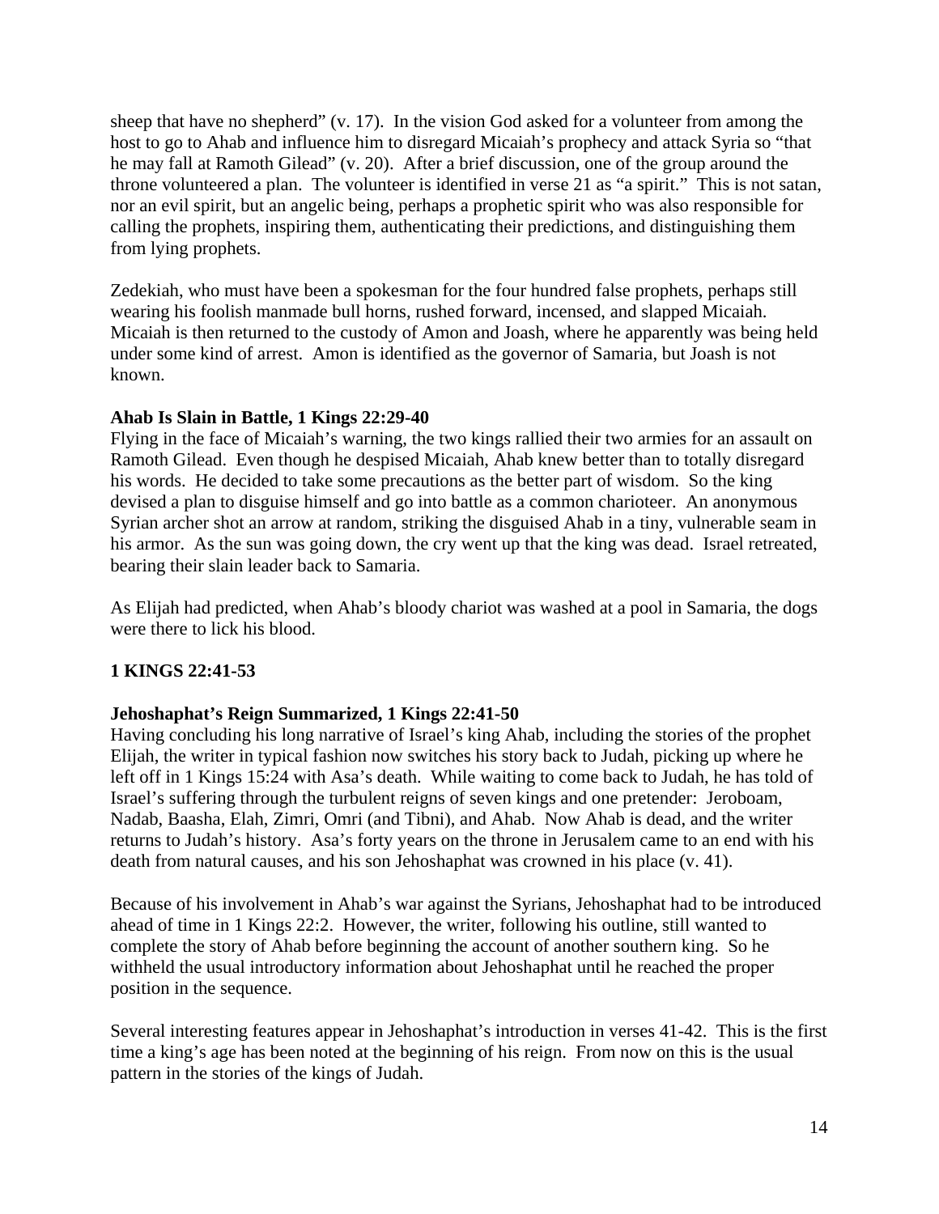sheep that have no shepherd" (v. 17). In the vision God asked for a volunteer from among the host to go to Ahab and influence him to disregard Micaiah's prophecy and attack Syria so "that he may fall at Ramoth Gilead" (v. 20). After a brief discussion, one of the group around the throne volunteered a plan. The volunteer is identified in verse 21 as "a spirit." This is not satan, nor an evil spirit, but an angelic being, perhaps a prophetic spirit who was also responsible for calling the prophets, inspiring them, authenticating their predictions, and distinguishing them from lying prophets.

Zedekiah, who must have been a spokesman for the four hundred false prophets, perhaps still wearing his foolish manmade bull horns, rushed forward, incensed, and slapped Micaiah. Micaiah is then returned to the custody of Amon and Joash, where he apparently was being held under some kind of arrest. Amon is identified as the governor of Samaria, but Joash is not known.

**Ahab Is Slain in Battle, 1 Kings 22:29-40**
Flying in the face of Micaiah's warning, the two kings rallied their two armies for an assault on Ramoth Gilead. Even though he despised Micaiah, Ahab knew better than to totally disregard his words. He decided to take some precautions as the better part of wisdom. So the king devised a plan to disguise himself and go into battle as a common charioteer. An anonymous Syrian archer shot an arrow at random, striking the disguised Ahab in a tiny, vulnerable seam in his armor. As the sun was going down, the cry went up that the king was dead. Israel retreated, bearing their slain leader back to Samaria.

As Elijah had predicted, when Ahab's bloody chariot was washed at a pool in Samaria, the dogs were there to lick his blood.

## 1 KINGS 22:41-53

**Jehoshaphat's Reign Summarized, 1 Kings 22:41-50**
Having concluding his long narrative of Israel's king Ahab, including the stories of the prophet Elijah, the writer in typical fashion now switches his story back to Judah, picking up where he left off in 1 Kings 15:24 with Asa's death. While waiting to come back to Judah, he has told of Israel's suffering through the turbulent reigns of seven kings and one pretender: Jeroboam, Nadab, Baasha, Elah, Zimri, Omri (and Tibni), and Ahab. Now Ahab is dead, and the writer returns to Judah's history. Asa's forty years on the throne in Jerusalem came to an end with his death from natural causes, and his son Jehoshaphat was crowned in his place (v. 41).

Because of his involvement in Ahab's war against the Syrians, Jehoshaphat had to be introduced ahead of time in 1 Kings 22:2. However, the writer, following his outline, still wanted to complete the story of Ahab before beginning the account of another southern king. So he withheld the usual introductory information about Jehoshaphat until he reached the proper position in the sequence.

Several interesting features appear in Jehoshaphat's introduction in verses 41-42. This is the first time a king's age has been noted at the beginning of his reign. From now on this is the usual pattern in the stories of the kings of Judah.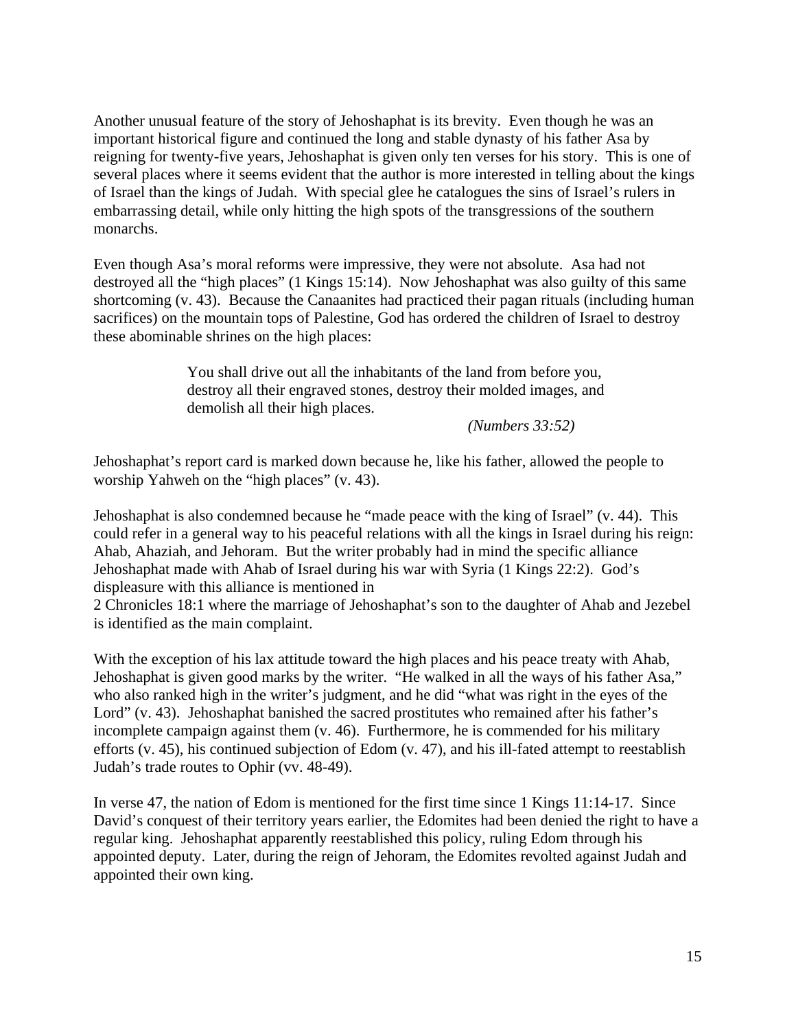Another unusual feature of the story of Jehoshaphat is its brevity. Even though he was an important historical figure and continued the long and stable dynasty of his father Asa by reigning for twenty-five years, Jehoshaphat is given only ten verses for his story. This is one of several places where it seems evident that the author is more interested in telling about the kings of Israel than the kings of Judah. With special glee he catalogues the sins of Israel's rulers in embarrassing detail, while only hitting the high spots of the transgressions of the southern monarchs.

Even though Asa's moral reforms were impressive, they were not absolute. Asa had not destroyed all the "high places" (1 Kings 15:14). Now Jehoshaphat was also guilty of this same shortcoming (v. 43). Because the Canaanites had practiced their pagan rituals (including human sacrifices) on the mountain tops of Palestine, God has ordered the children of Israel to destroy these abominable shrines on the high places:

> You shall drive out all the inhabitants of the land from before you, destroy all their engraved stones, destroy their molded images, and demolish all their high places.
>
> *(Numbers 33:52)*

Jehoshaphat's report card is marked down because he, like his father, allowed the people to worship Yahweh on the "high places" (v. 43).

Jehoshaphat is also condemned because he "made peace with the king of Israel" (v. 44). This could refer in a general way to his peaceful relations with all the kings in Israel during his reign: Ahab, Ahaziah, and Jehoram. But the writer probably had in mind the specific alliance Jehoshaphat made with Ahab of Israel during his war with Syria (1 Kings 22:2). God's displeasure with this alliance is mentioned in 2 Chronicles 18:1 where the marriage of Jehoshaphat's son to the daughter of Ahab and Jezebel is identified as the main complaint.

With the exception of his lax attitude toward the high places and his peace treaty with Ahab, Jehoshaphat is given good marks by the writer. "He walked in all the ways of his father Asa," who also ranked high in the writer's judgment, and he did "what was right in the eyes of the Lord" (v. 43). Jehoshaphat banished the sacred prostitutes who remained after his father's incomplete campaign against them (v. 46). Furthermore, he is commended for his military efforts (v. 45), his continued subjection of Edom (v. 47), and his ill-fated attempt to reestablish Judah's trade routes to Ophir (vv. 48-49).

In verse 47, the nation of Edom is mentioned for the first time since 1 Kings 11:14-17. Since David's conquest of their territory years earlier, the Edomites had been denied the right to have a regular king. Jehoshaphat apparently reestablished this policy, ruling Edom through his appointed deputy. Later, during the reign of Jehoram, the Edomites revolted against Judah and appointed their own king.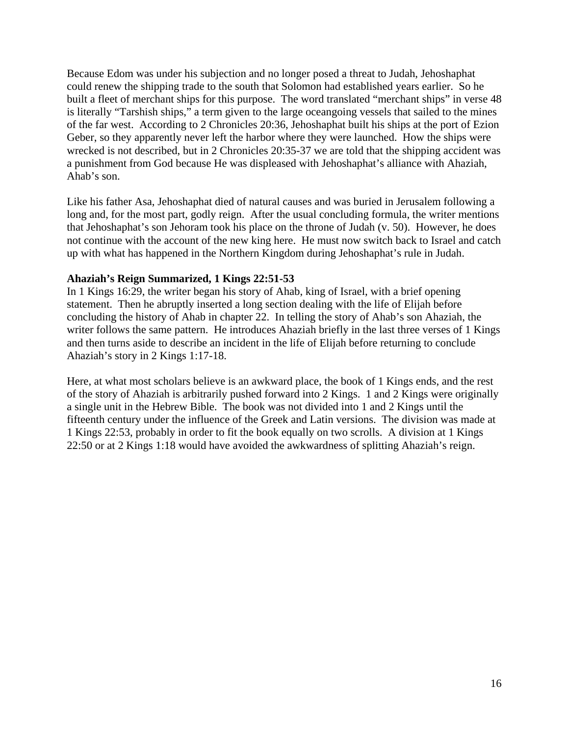Because Edom was under his subjection and no longer posed a threat to Judah, Jehoshaphat could renew the shipping trade to the south that Solomon had established years earlier. So he built a fleet of merchant ships for this purpose. The word translated "merchant ships" in verse 48 is literally "Tarshish ships," a term given to the large oceangoing vessels that sailed to the mines of the far west. According to 2 Chronicles 20:36, Jehoshaphat built his ships at the port of Ezion Geber, so they apparently never left the harbor where they were launched. How the ships were wrecked is not described, but in 2 Chronicles 20:35-37 we are told that the shipping accident was a punishment from God because He was displeased with Jehoshaphat's alliance with Ahaziah, Ahab's son.

Like his father Asa, Jehoshaphat died of natural causes and was buried in Jerusalem following a long and, for the most part, godly reign. After the usual concluding formula, the writer mentions that Jehoshaphat's son Jehoram took his place on the throne of Judah (v. 50). However, he does not continue with the account of the new king here. He must now switch back to Israel and catch up with what has happened in the Northern Kingdom during Jehoshaphat's rule in Judah.

**Ahaziah's Reign Summarized, 1 Kings 22:51-53**

In 1 Kings 16:29, the writer began his story of Ahab, king of Israel, with a brief opening statement. Then he abruptly inserted a long section dealing with the life of Elijah before concluding the history of Ahab in chapter 22. In telling the story of Ahab's son Ahaziah, the writer follows the same pattern. He introduces Ahaziah briefly in the last three verses of 1 Kings and then turns aside to describe an incident in the life of Elijah before returning to conclude Ahaziah's story in 2 Kings 1:17-18.

Here, at what most scholars believe is an awkward place, the book of 1 Kings ends, and the rest of the story of Ahaziah is arbitrarily pushed forward into 2 Kings. 1 and 2 Kings were originally a single unit in the Hebrew Bible. The book was not divided into 1 and 2 Kings until the fifteenth century under the influence of the Greek and Latin versions. The division was made at 1 Kings 22:53, probably in order to fit the book equally on two scrolls. A division at 1 Kings 22:50 or at 2 Kings 1:18 would have avoided the awkwardness of splitting Ahaziah's reign.